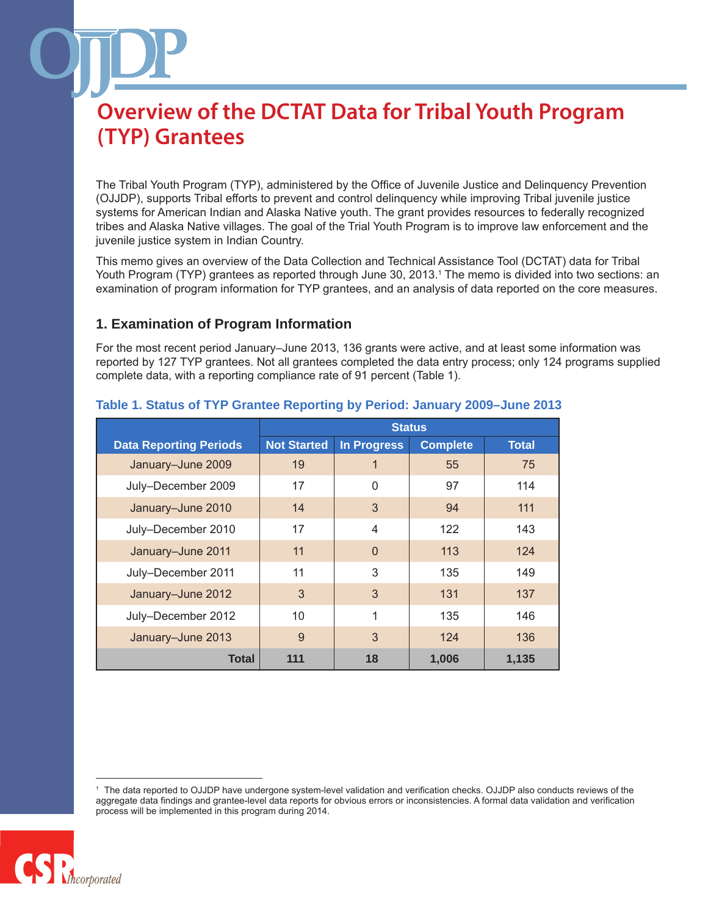# Overview of the DCTAT Data for Tribal Youth Program (TYP) Grantees

The Tribal Youth Program (TYP), administered by the Office of Juvenile Justice and Delinquency Prevention (OJJDP), supports Tribal efforts to prevent and control delinquency while improving Tribal juvenile justice systems for American Indian and Alaska Native youth. The grant provides resources to federally recognized tribes and Alaska Native villages. The goal of the Trial Youth Program is to improve law enforcement and the juvenile justice system in Indian Country.

This memo gives an overview of the Data Collection and Technical Assistance Tool (DCTAT) data for Tribal Youth Program (TYP) grantees as reported through June 30, 2013.[1] The memo is divided into two sections: an examination of program information for TYP grantees, and an analysis of data reported on the core measures.

## 1. Examination of Program Information

For the most recent period January–June 2013, 136 grants were active, and at least some information was reported by 127 TYP grantees. Not all grantees completed the data entry process; only 124 programs supplied complete data, with a reporting compliance rate of 91 percent (Table 1).

**Table 1. Status of TYP Grantee Reporting by Period: January 2009–June 2013**

| | Status | | | |
|---|---|---|---|---|
| **Data Reporting Periods** | **Not Started** | **In Progress** | **Complete** | **Total** |
| January–June 2009 | 19 | 1 | 55 | 75 |
| July–December 2009 | 17 | 0 | 97 | 114 |
| January–June 2010 | 14 | 3 | 94 | 111 |
| July–December 2010 | 17 | 4 | 122 | 143 |
| January–June 2011 | 11 | 0 | 113 | 124 |
| July–December 2011 | 11 | 3 | 135 | 149 |
| January–June 2012 | 3 | 3 | 131 | 137 |
| July–December 2012 | 10 | 1 | 135 | 146 |
| January–June 2013 | 9 | 3 | 124 | 136 |
| **Total** | **111** | **18** | **1,006** | **1,135** |

[1] The data reported to OJJDP have undergone system-level validation and verification checks. OJJDP also conducts reviews of the aggregate data findings and grantee-level data reports for obvious errors or inconsistencies. A formal data validation and verification process will be implemented in this program during 2014.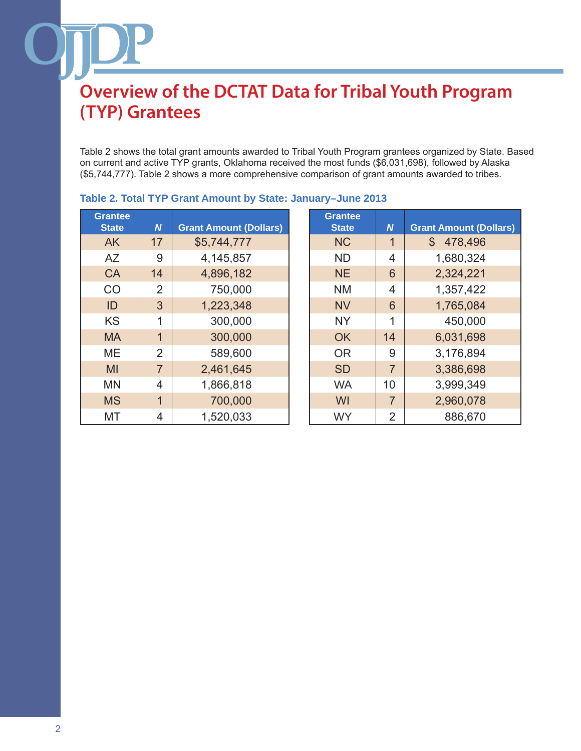# Overview of the DCTAT Data for Tribal Youth Program (TYP) Grantees

Table 2 shows the total grant amounts awarded to Tribal Youth Program grantees organized by State. Based on current and active TYP grants, Oklahoma received the most funds ($6,031,698), followed by Alaska ($5,744,777). Table 2 shows a more comprehensive comparison of grant amounts awarded to tribes.

**Table 2. Total TYP Grant Amount by State: January–June 2013**

| Grantee State | *N* | Grant Amount (Dollars) |
|---|---|---|
| AK | 17 | $5,744,777 |
| AZ | 9 | 4,145,857 |
| CA | 14 | 4,896,182 |
| CO | 2 | 750,000 |
| ID | 3 | 1,223,348 |
| KS | 1 | 300,000 |
| MA | 1 | 300,000 |
| ME | 2 | 589,600 |
| MI | 7 | 2,461,645 |
| MN | 4 | 1,866,818 |
| MS | 1 | 700,000 |
| MT | 4 | 1,520,033 |
| NC | 1 | $ 478,496 |
| ND | 4 | 1,680,324 |
| NE | 6 | 2,324,221 |
| NM | 4 | 1,357,422 |
| NV | 6 | 1,765,084 |
| NY | 1 | 450,000 |
| OK | 14 | 6,031,698 |
| OR | 9 | 3,176,894 |
| SD | 7 | 3,386,698 |
| WA | 10 | 3,999,349 |
| WI | 7 | 2,960,078 |
| WY | 2 | 886,670 |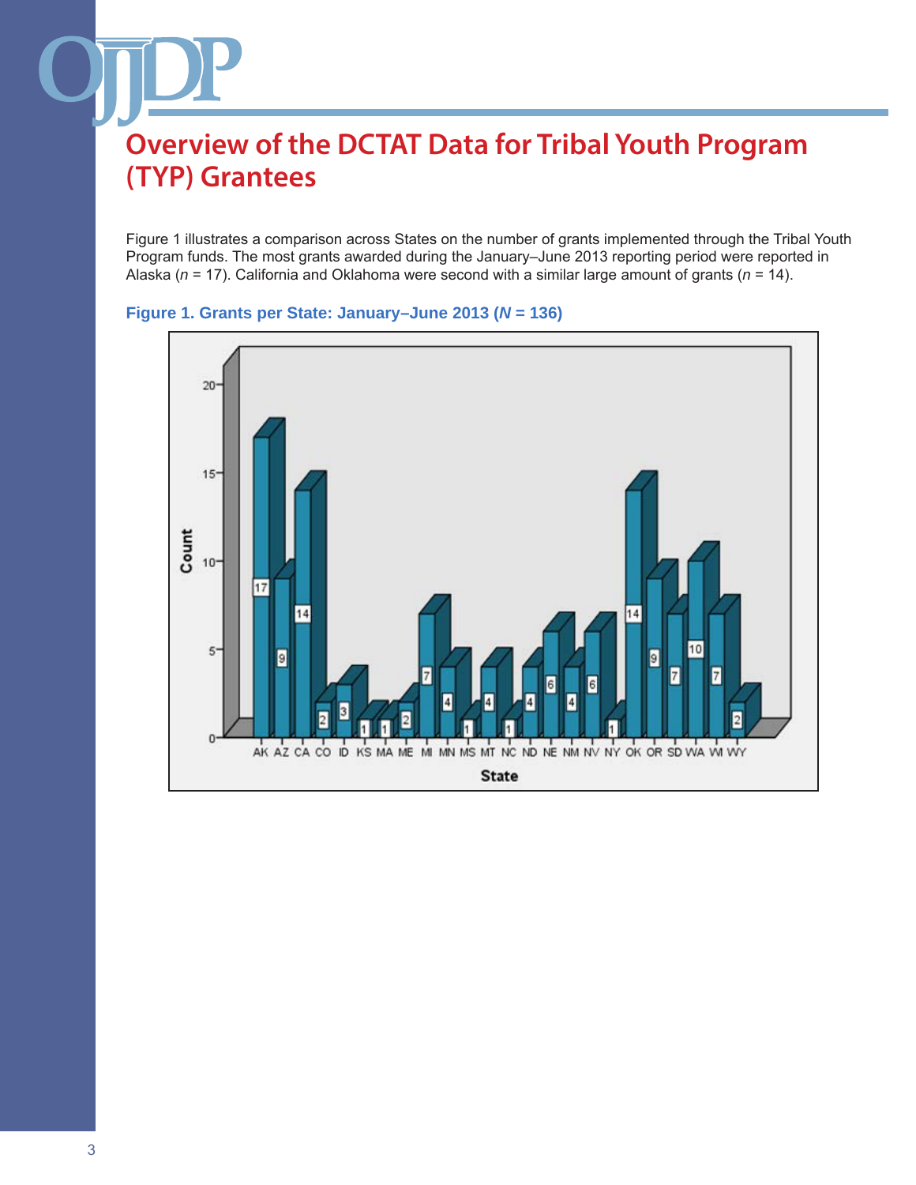# Overview of the DCTAT Data for Tribal Youth Program (TYP) Grantees

Figure 1 illustrates a comparison across States on the number of grants implemented through the Tribal Youth Program funds. The most grants awarded during the January–June 2013 reporting period were reported in Alaska (*n* = 17). California and Oklahoma were second with a similar large amount of grants (*n* = 14).

**Figure 1. Grants per State: January–June 2013 (*N* = 136)**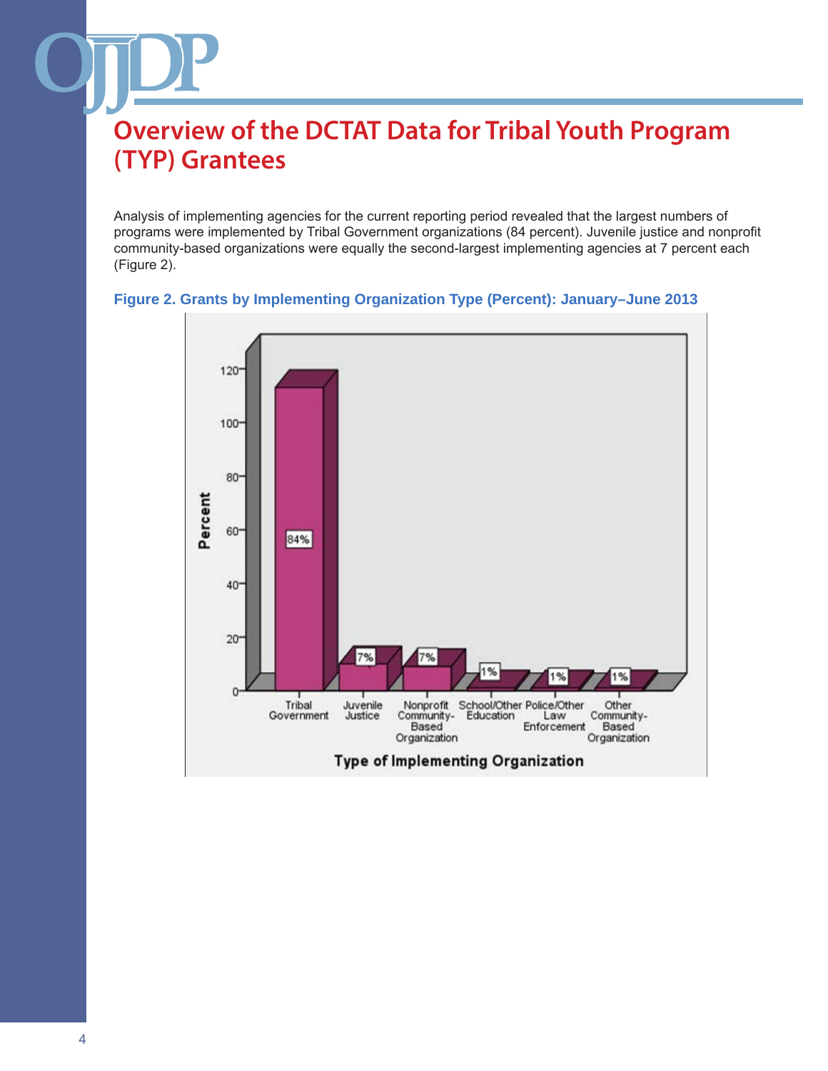# Overview of the DCTAT Data for Tribal Youth Program (TYP) Grantees

Analysis of implementing agencies for the current reporting period revealed that the largest numbers of programs were implemented by Tribal Government organizations (84 percent). Juvenile justice and nonprofit community-based organizations were equally the second-largest implementing agencies at 7 percent each (Figure 2).

**Figure 2. Grants by Implementing Organization Type (Percent): January–June 2013**

| Type of Implementing Organization | Percent |
| --- | --- |
| Tribal Government | 84% |
| Juvenile Justice | 7% |
| Nonprofit Community-Based Organization | 7% |
| School/Other Education | 1% |
| Police/Other Law Enforcement | 1% |
| Other Community-Based Organization | 1% |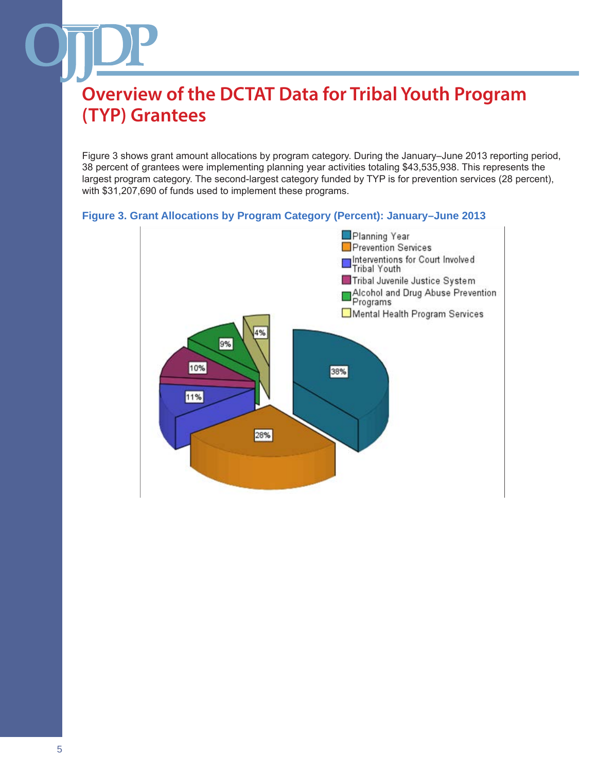# Overview of the DCTAT Data for Tribal Youth Program (TYP) Grantees

Figure 3 shows grant amount allocations by program category. During the January–June 2013 reporting period, 38 percent of grantees were implementing planning year activities totaling $43,535,938. This represents the largest program category. The second-largest category funded by TYP is for prevention services (28 percent), with $31,207,690 of funds used to implement these programs.

**Figure 3. Grant Allocations by Program Category (Percent): January–June 2013**

| Program Category | Percent |
|---|---|
| Planning Year | 38% |
| Prevention Services | 28% |
| Interventions for Court Involved Tribal Youth | 11% |
| Tribal Juvenile Justice System | 10% |
| Alcohol and Drug Abuse Prevention Programs | 9% |
| Mental Health Program Services | 4% |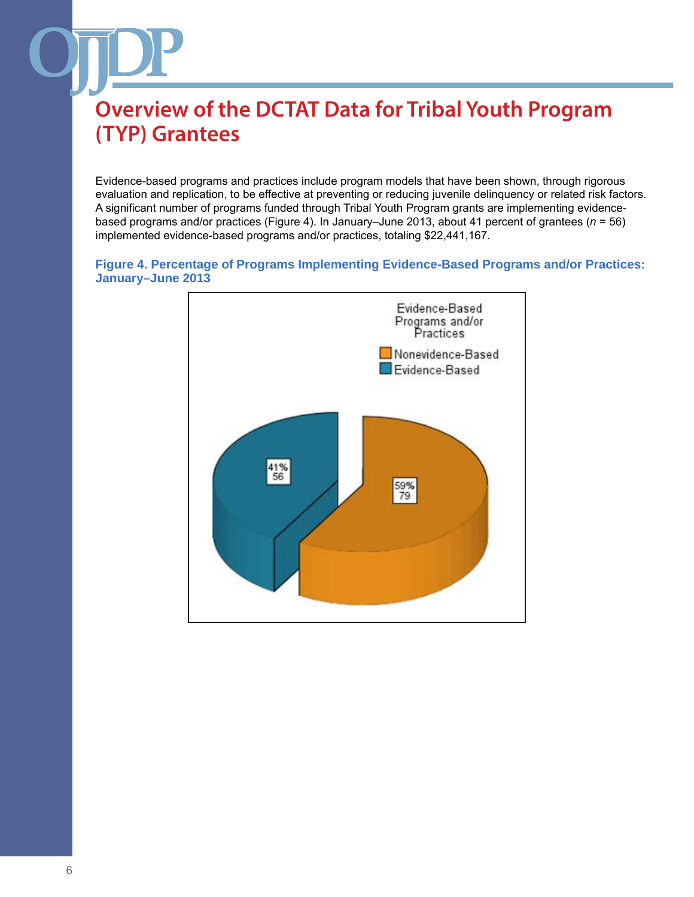# Overview of the DCTAT Data for Tribal Youth Program (TYP) Grantees

Evidence-based programs and practices include program models that have been shown, through rigorous evaluation and replication, to be effective at preventing or reducing juvenile delinquency or related risk factors. A significant number of programs funded through Tribal Youth Program grants are implementing evidence-based programs and/or practices (Figure 4). In January–June 2013, about 41 percent of grantees (*n* = 56) implemented evidence-based programs and/or practices, totaling $22,441,167.

**Figure 4. Percentage of Programs Implementing Evidence-Based Programs and/or Practices: January–June 2013**

Evidence-Based Programs and/or Practices

| Category | Percent | Number |
| --- | --- | --- |
| Nonevidence-Based | 59% | 79 |
| Evidence-Based | 41% | 56 |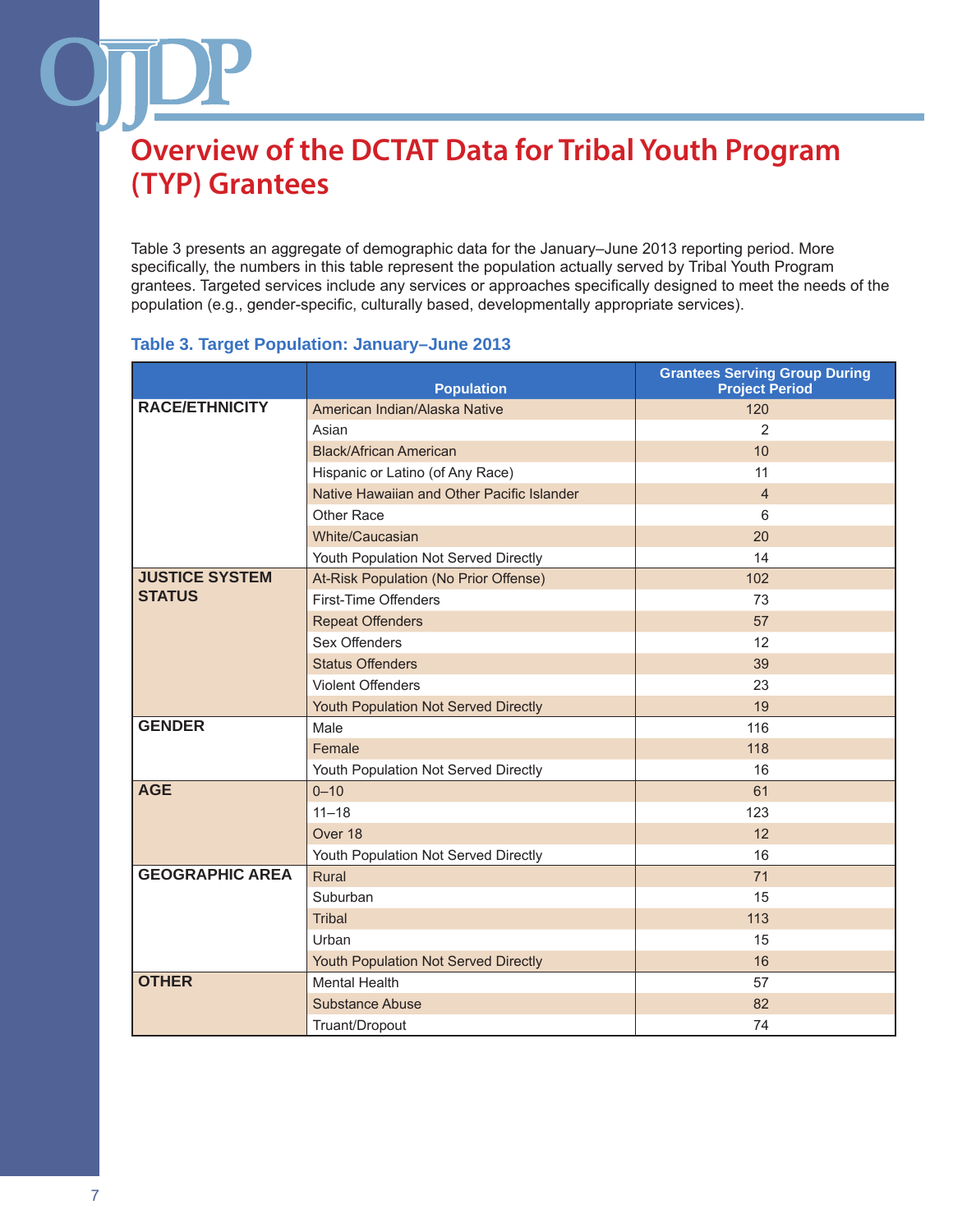# Overview of the DCTAT Data for Tribal Youth Program (TYP) Grantees

Table 3 presents an aggregate of demographic data for the January–June 2013 reporting period. More specifically, the numbers in this table represent the population actually served by Tribal Youth Program grantees. Targeted services include any services or approaches specifically designed to meet the needs of the population (e.g., gender-specific, culturally based, developmentally appropriate services).

### Table 3. Target Population: January–June 2013

| | Population | Grantees Serving Group During Project Period |
|---|---|---|
| **RACE/ETHNICITY** | American Indian/Alaska Native | 120 |
| | Asian | 2 |
| | Black/African American | 10 |
| | Hispanic or Latino (of Any Race) | 11 |
| | Native Hawaiian and Other Pacific Islander | 4 |
| | Other Race | 6 |
| | White/Caucasian | 20 |
| | Youth Population Not Served Directly | 14 |
| **JUSTICE SYSTEM STATUS** | At-Risk Population (No Prior Offense) | 102 |
| | First-Time Offenders | 73 |
| | Repeat Offenders | 57 |
| | Sex Offenders | 12 |
| | Status Offenders | 39 |
| | Violent Offenders | 23 |
| | Youth Population Not Served Directly | 19 |
| **GENDER** | Male | 116 |
| | Female | 118 |
| | Youth Population Not Served Directly | 16 |
| **AGE** | 0–10 | 61 |
| | 11–18 | 123 |
| | Over 18 | 12 |
| | Youth Population Not Served Directly | 16 |
| **GEOGRAPHIC AREA** | Rural | 71 |
| | Suburban | 15 |
| | Tribal | 113 |
| | Urban | 15 |
| | Youth Population Not Served Directly | 16 |
| **OTHER** | Mental Health | 57 |
| | Substance Abuse | 82 |
| | Truant/Dropout | 74 |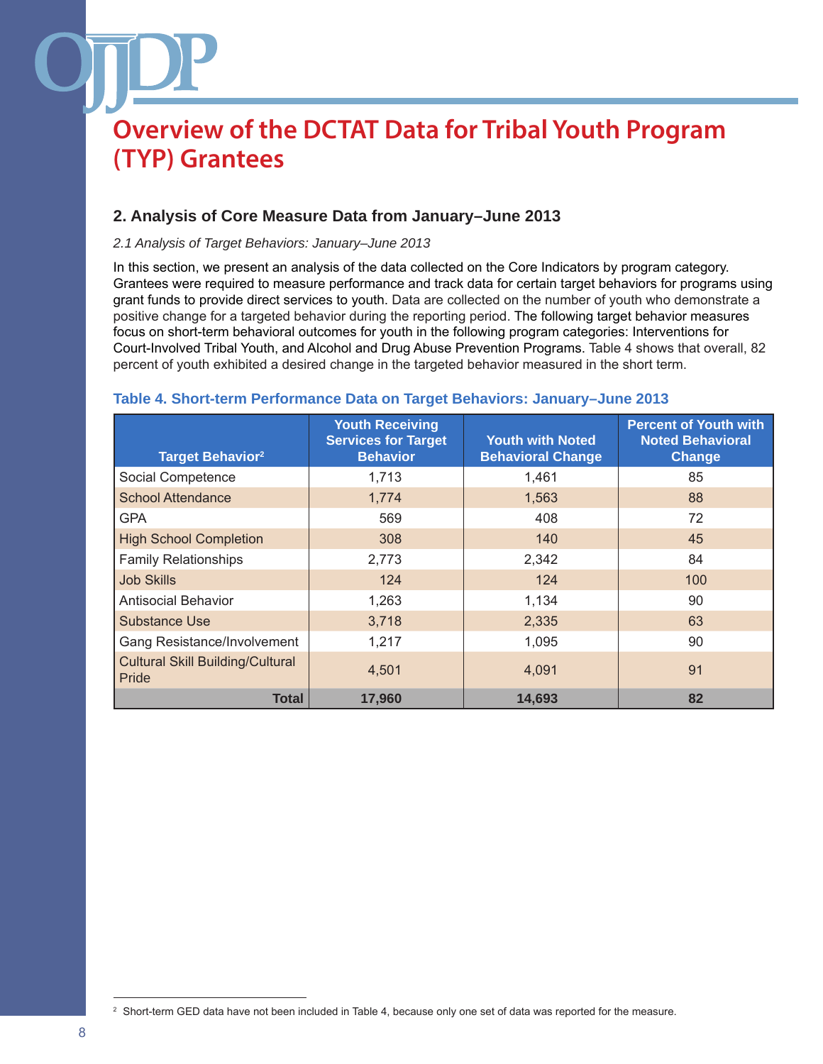# Overview of the DCTAT Data for Tribal Youth Program (TYP) Grantees

## 2. Analysis of Core Measure Data from January–June 2013

*2.1 Analysis of Target Behaviors: January–June 2013*

In this section, we present an analysis of the data collected on the Core Indicators by program category. Grantees were required to measure performance and track data for certain target behaviors for programs using grant funds to provide direct services to youth. Data are collected on the number of youth who demonstrate a positive change for a targeted behavior during the reporting period. The following target behavior measures focus on short-term behavioral outcomes for youth in the following program categories: Interventions for Court-Involved Tribal Youth, and Alcohol and Drug Abuse Prevention Programs. Table 4 shows that overall, 82 percent of youth exhibited a desired change in the targeted behavior measured in the short term.

**Table 4. Short-term Performance Data on Target Behaviors: January–June 2013**

| Target Behavior[2] | Youth Receiving Services for Target Behavior | Youth with Noted Behavioral Change | Percent of Youth with Noted Behavioral Change |
|---|---|---|---|
| Social Competence | 1,713 | 1,461 | 85 |
| School Attendance | 1,774 | 1,563 | 88 |
| GPA | 569 | 408 | 72 |
| High School Completion | 308 | 140 | 45 |
| Family Relationships | 2,773 | 2,342 | 84 |
| Job Skills | 124 | 124 | 100 |
| Antisocial Behavior | 1,263 | 1,134 | 90 |
| Substance Use | 3,718 | 2,335 | 63 |
| Gang Resistance/Involvement | 1,217 | 1,095 | 90 |
| Cultural Skill Building/Cultural Pride | 4,501 | 4,091 | 91 |
| **Total** | **17,960** | **14,693** | **82** |

[2] Short-term GED data have not been included in Table 4, because only one set of data was reported for the measure.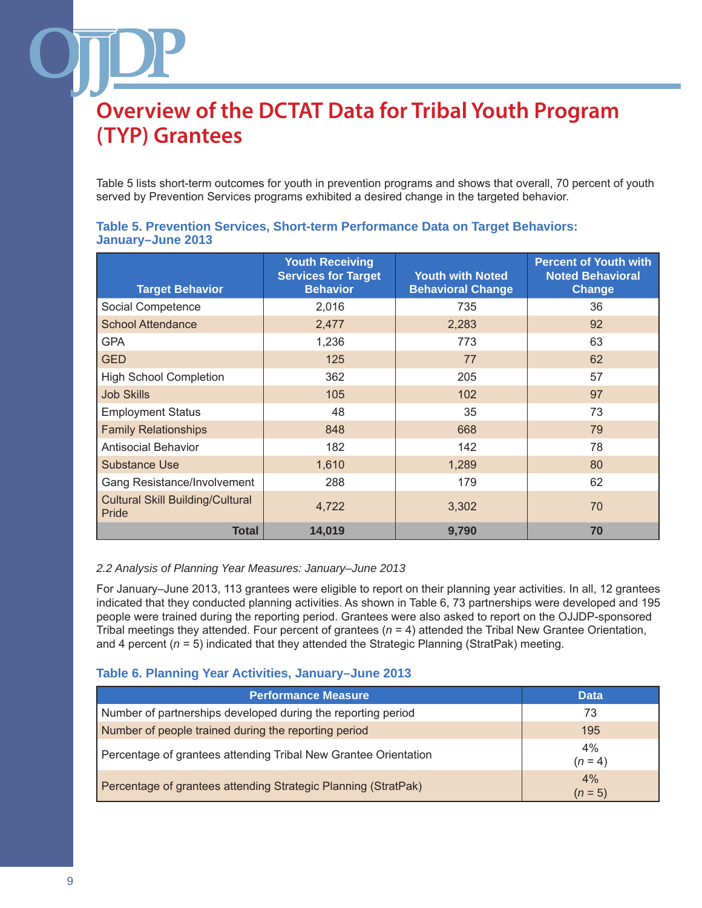# Overview of the DCTAT Data for Tribal Youth Program (TYP) Grantees

Table 5 lists short-term outcomes for youth in prevention programs and shows that overall, 70 percent of youth served by Prevention Services programs exhibited a desired change in the targeted behavior.

### Table 5. Prevention Services, Short-term Performance Data on Target Behaviors: January–June 2013

| Target Behavior | Youth Receiving Services for Target Behavior | Youth with Noted Behavioral Change | Percent of Youth with Noted Behavioral Change |
|---|---|---|---|
| Social Competence | 2,016 | 735 | 36 |
| School Attendance | 2,477 | 2,283 | 92 |
| GPA | 1,236 | 773 | 63 |
| GED | 125 | 77 | 62 |
| High School Completion | 362 | 205 | 57 |
| Job Skills | 105 | 102 | 97 |
| Employment Status | 48 | 35 | 73 |
| Family Relationships | 848 | 668 | 79 |
| Antisocial Behavior | 182 | 142 | 78 |
| Substance Use | 1,610 | 1,289 | 80 |
| Gang Resistance/Involvement | 288 | 179 | 62 |
| Cultural Skill Building/Cultural Pride | 4,722 | 3,302 | 70 |
| **Total** | **14,019** | **9,790** | **70** |

*2.2 Analysis of Planning Year Measures: January–June 2013*

For January–June 2013, 113 grantees were eligible to report on their planning year activities. In all, 12 grantees indicated that they conducted planning activities. As shown in Table 6, 73 partnerships were developed and 195 people were trained during the reporting period. Grantees were also asked to report on the OJJDP-sponsored Tribal meetings they attended. Four percent of grantees ($n$ = 4) attended the Tribal New Grantee Orientation, and 4 percent ($n$ = 5) indicated that they attended the Strategic Planning (StratPak) meeting.

### Table 6. Planning Year Activities, January–June 2013

| Performance Measure | Data |
|---|---|
| Number of partnerships developed during the reporting period | 73 |
| Number of people trained during the reporting period | 195 |
| Percentage of grantees attending Tribal New Grantee Orientation | 4% ($n$ = 4) |
| Percentage of grantees attending Strategic Planning (StratPak) | 4% ($n$ = 5) |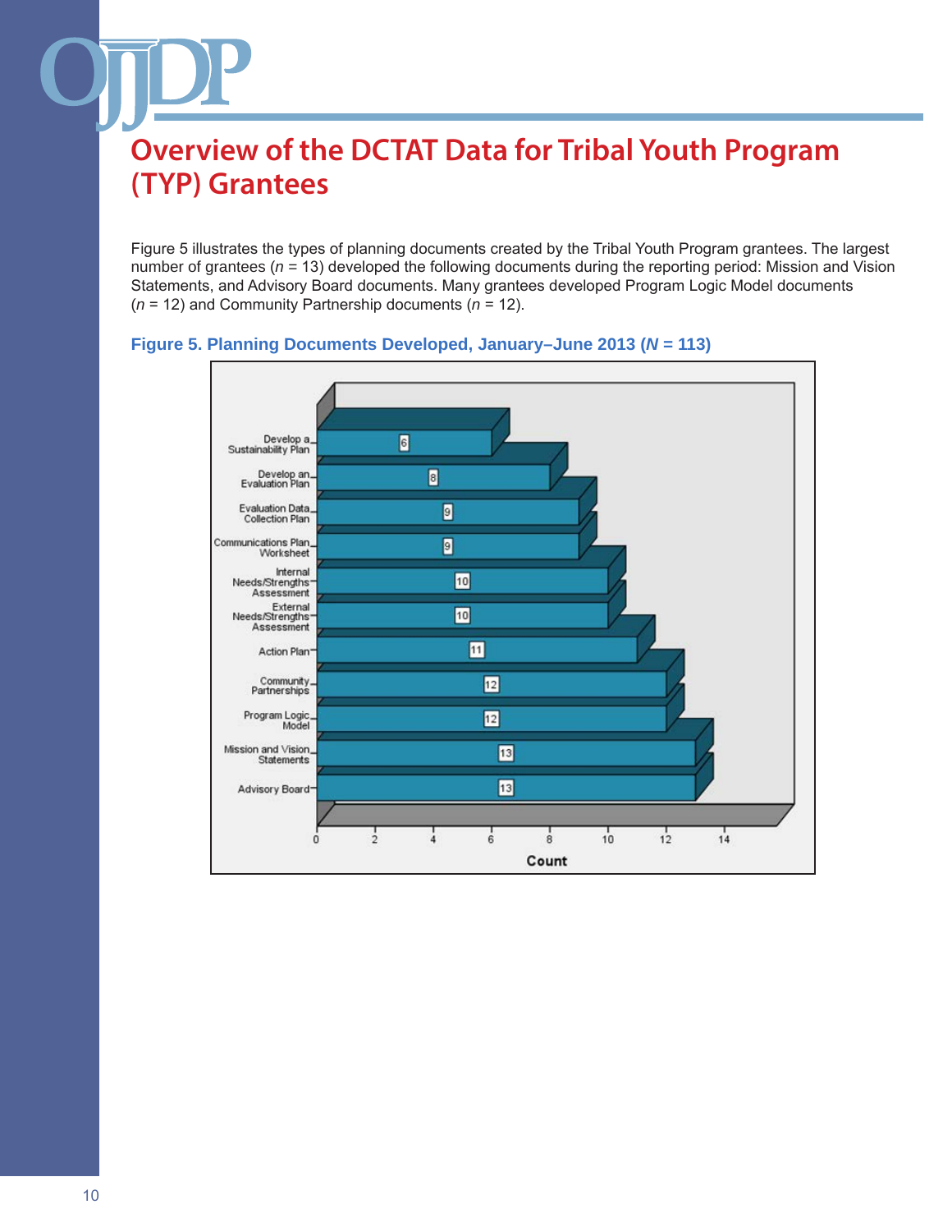# Overview of the DCTAT Data for Tribal Youth Program (TYP) Grantees

Figure 5 illustrates the types of planning documents created by the Tribal Youth Program grantees. The largest number of grantees (*n* = 13) developed the following documents during the reporting period: Mission and Vision Statements, and Advisory Board documents. Many grantees developed Program Logic Model documents (*n* = 12) and Community Partnership documents (*n* = 12).

**Figure 5. Planning Documents Developed, January–June 2013 (*N* = 113)**

| Planning Document | Count |
|---|---|
| Develop a Sustainability Plan | 6 |
| Develop an Evaluation Plan | 8 |
| Evaluation Data Collection Plan | 9 |
| Communications Plan Worksheet | 9 |
| Internal Needs/Strengths Assessment | 10 |
| External Needs/Strengths Assessment | 10 |
| Action Plan | 11 |
| Community Partnerships | 12 |
| Program Logic Model | 12 |
| Mission and Vision Statements | 13 |
| Advisory Board | 13 |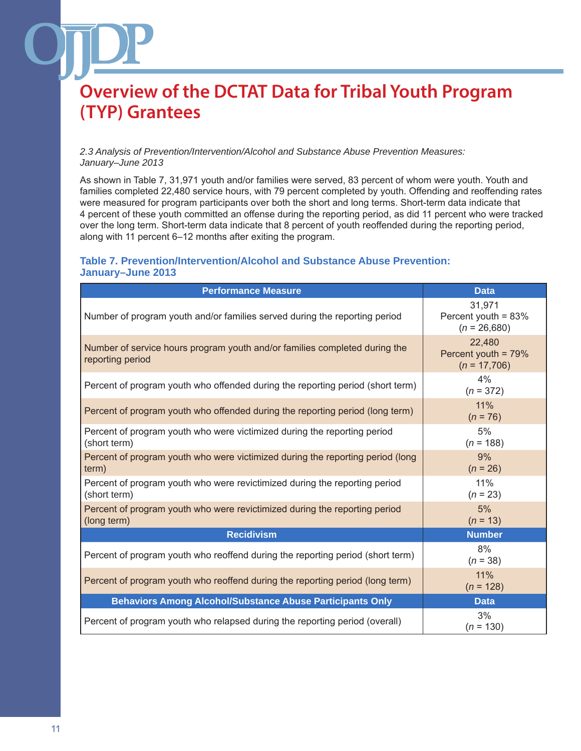# Overview of the DCTAT Data for Tribal Youth Program (TYP) Grantees

*2.3 Analysis of Prevention/Intervention/Alcohol and Substance Abuse Prevention Measures: January–June 2013*

As shown in Table 7, 31,971 youth and/or families were served, 83 percent of whom were youth. Youth and families completed 22,480 service hours, with 79 percent completed by youth. Offending and reoffending rates were measured for program participants over both the short and long terms. Short-term data indicate that 4 percent of these youth committed an offense during the reporting period, as did 11 percent who were tracked over the long term. Short-term data indicate that 8 percent of youth reoffended during the reporting period, along with 11 percent 6–12 months after exiting the program.

**Table 7. Prevention/Intervention/Alcohol and Substance Abuse Prevention: January–June 2013**

| Performance Measure | Data |
|---|---|
| Number of program youth and/or families served during the reporting period | 31,971<br>Percent youth = 83%<br>(*n* = 26,680) |
| Number of service hours program youth and/or families completed during the reporting period | 22,480<br>Percent youth = 79%<br>(*n* = 17,706) |
| Percent of program youth who offended during the reporting period (short term) | 4%<br>(*n* = 372) |
| Percent of program youth who offended during the reporting period (long term) | 11%<br>(*n* = 76) |
| Percent of program youth who were victimized during the reporting period (short term) | 5%<br>(*n* = 188) |
| Percent of program youth who were victimized during the reporting period (long term) | 9%<br>(*n* = 26) |
| Percent of program youth who were revictimized during the reporting period (short term) | 11%<br>(*n* = 23) |
| Percent of program youth who were revictimized during the reporting period (long term) | 5%<br>(*n* = 13) |
| **Recidivism** | **Number** |
| Percent of program youth who reoffend during the reporting period (short term) | 8%<br>(*n* = 38) |
| Percent of program youth who reoffend during the reporting period (long term) | 11%<br>(*n* = 128) |
| **Behaviors Among Alcohol/Substance Abuse Participants Only** | **Data** |
| Percent of program youth who relapsed during the reporting period (overall) | 3%<br>(*n* = 130) |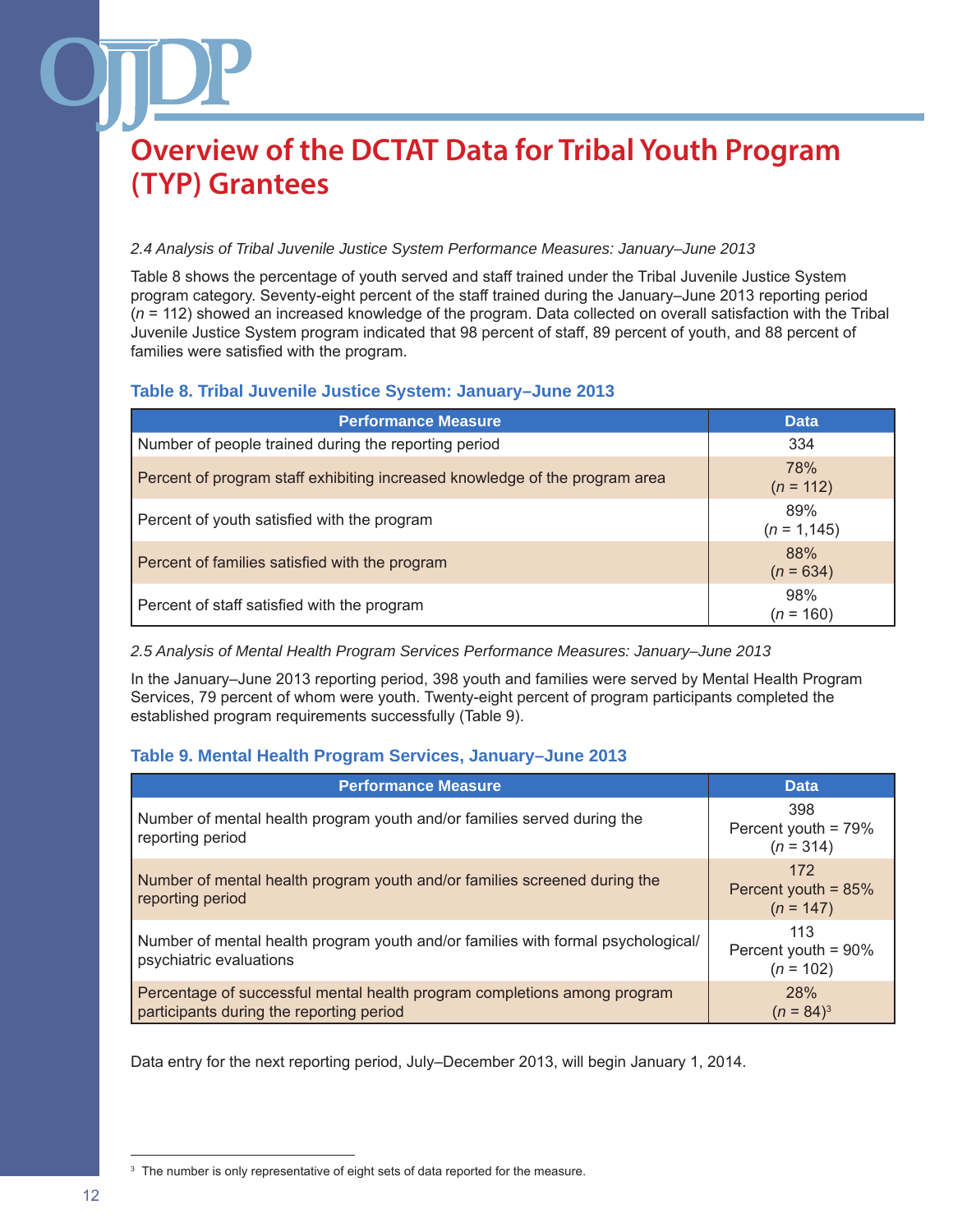# Overview of the DCTAT Data for Tribal Youth Program (TYP) Grantees

*2.4 Analysis of Tribal Juvenile Justice System Performance Measures: January–June 2013*

Table 8 shows the percentage of youth served and staff trained under the Tribal Juvenile Justice System program category. Seventy-eight percent of the staff trained during the January–June 2013 reporting period (*n* = 112) showed an increased knowledge of the program. Data collected on overall satisfaction with the Tribal Juvenile Justice System program indicated that 98 percent of staff, 89 percent of youth, and 88 percent of families were satisfied with the program.

### Table 8. Tribal Juvenile Justice System: January–June 2013

| Performance Measure | Data |
|---|---|
| Number of people trained during the reporting period | 334 |
| Percent of program staff exhibiting increased knowledge of the program area | 78% (*n* = 112) |
| Percent of youth satisfied with the program | 89% (*n* = 1,145) |
| Percent of families satisfied with the program | 88% (*n* = 634) |
| Percent of staff satisfied with the program | 98% (*n* = 160) |

*2.5 Analysis of Mental Health Program Services Performance Measures: January–June 2013*

In the January–June 2013 reporting period, 398 youth and families were served by Mental Health Program Services, 79 percent of whom were youth. Twenty-eight percent of program participants completed the established program requirements successfully (Table 9).

### Table 9. Mental Health Program Services, January–June 2013

| Performance Measure | Data |
|---|---|
| Number of mental health program youth and/or families served during the reporting period | 398<br>Percent youth = 79%<br>(*n* = 314) |
| Number of mental health program youth and/or families screened during the reporting period | 172<br>Percent youth = 85%<br>(*n* = 147) |
| Number of mental health program youth and/or families with formal psychological/psychiatric evaluations | 113<br>Percent youth = 90%<br>(*n* = 102) |
| Percentage of successful mental health program completions among program participants during the reporting period | 28%<br>(*n* = 84)[3] |

Data entry for the next reporting period, July–December 2013, will begin January 1, 2014.

[3] The number is only representative of eight sets of data reported for the measure.